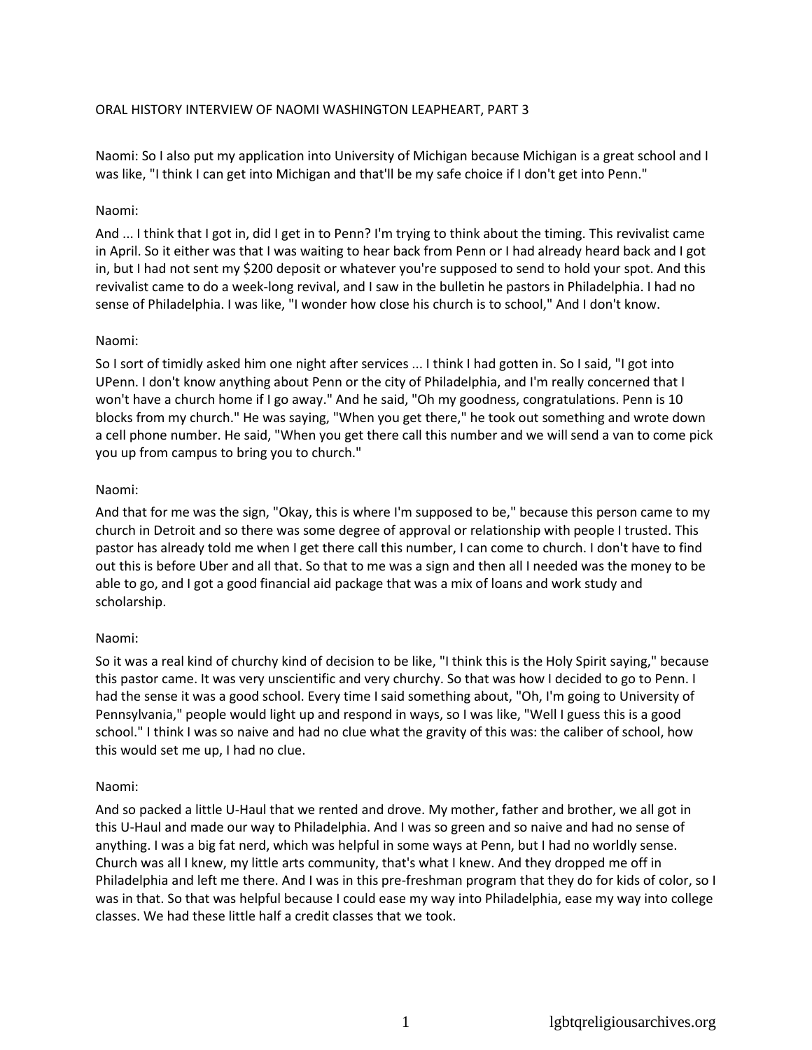ORAL HISTORY INTERVIEW OF NAOMI WASHINGTON LEAPHEART, PART 3

Naomi: So I also put my application into University of Michigan because Michigan is a great school and I was like, "I think I can get into Michigan and that'll be my safe choice if I don't get into Penn."

Naomi:

And ... I think that I got in, did I get in to Penn? I'm trying to think about the timing. This revivalist came in April. So it either was that I was waiting to hear back from Penn or I had already heard back and I got in, but I had not sent my $200 deposit or whatever you're supposed to send to hold your spot. And this revivalist came to do a week-long revival, and I saw in the bulletin he pastors in Philadelphia. I had no sense of Philadelphia. I was like, "I wonder how close his church is to school," And I don't know.

Naomi:

So I sort of timidly asked him one night after services ... I think I had gotten in. So I said, "I got into UPenn. I don't know anything about Penn or the city of Philadelphia, and I'm really concerned that I won't have a church home if I go away." And he said, "Oh my goodness, congratulations. Penn is 10 blocks from my church." He was saying, "When you get there," he took out something and wrote down a cell phone number. He said, "When you get there call this number and we will send a van to come pick you up from campus to bring you to church."

Naomi:

And that for me was the sign, "Okay, this is where I'm supposed to be," because this person came to my church in Detroit and so there was some degree of approval or relationship with people I trusted. This pastor has already told me when I get there call this number, I can come to church. I don't have to find out this is before Uber and all that. So that to me was a sign and then all I needed was the money to be able to go, and I got a good financial aid package that was a mix of loans and work study and scholarship.

Naomi:

So it was a real kind of churchy kind of decision to be like, "I think this is the Holy Spirit saying," because this pastor came. It was very unscientific and very churchy. So that was how I decided to go to Penn. I had the sense it was a good school. Every time I said something about, "Oh, I'm going to University of Pennsylvania," people would light up and respond in ways, so I was like, "Well I guess this is a good school." I think I was so naive and had no clue what the gravity of this was: the caliber of school, how this would set me up, I had no clue.

Naomi:

And so packed a little U-Haul that we rented and drove. My mother, father and brother, we all got in this U-Haul and made our way to Philadelphia. And I was so green and so naive and had no sense of anything. I was a big fat nerd, which was helpful in some ways at Penn, but I had no worldly sense. Church was all I knew, my little arts community, that's what I knew. And they dropped me off in Philadelphia and left me there. And I was in this pre-freshman program that they do for kids of color, so I was in that. So that was helpful because I could ease my way into Philadelphia, ease my way into college classes. We had these little half a credit classes that we took.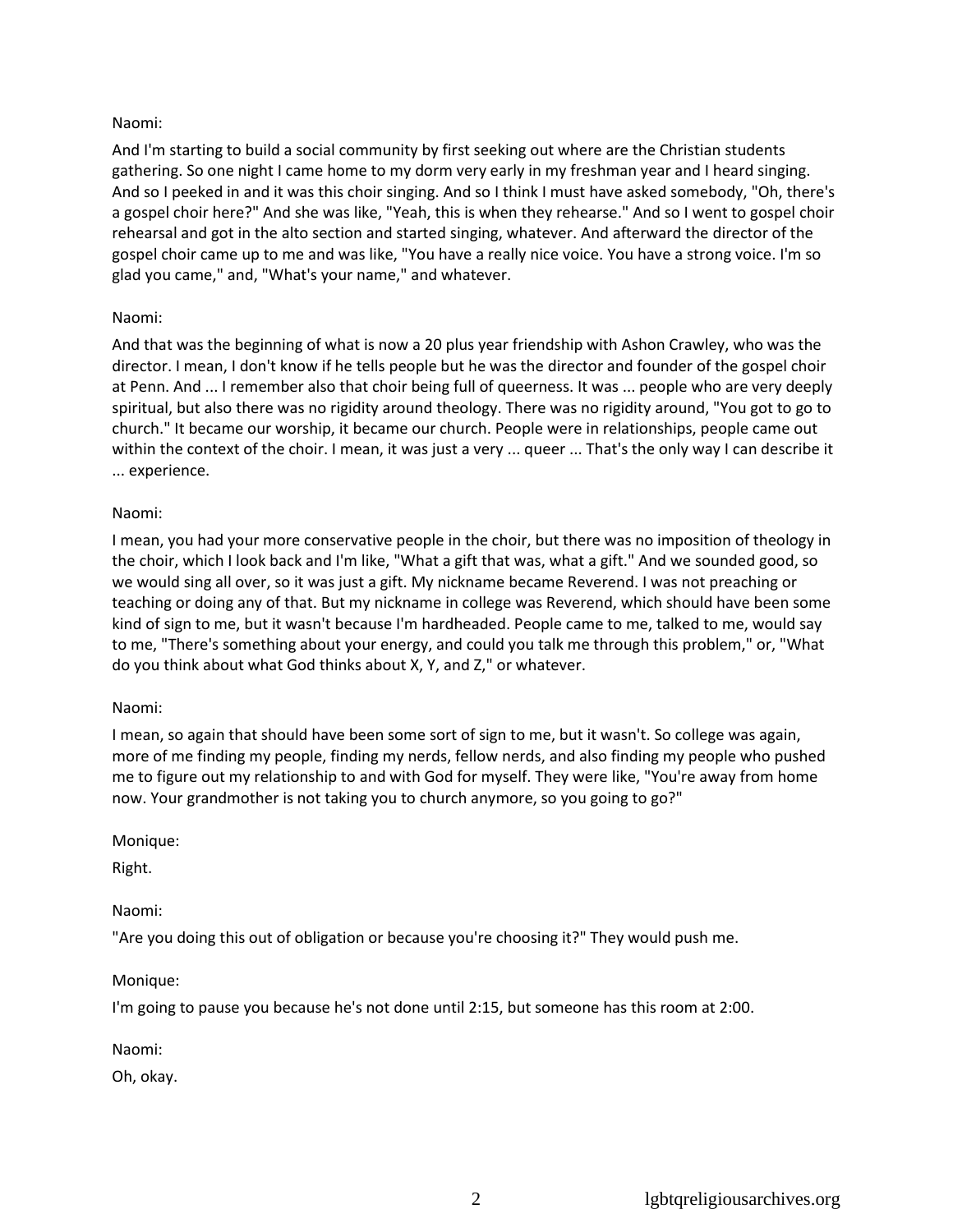Naomi:

And I'm starting to build a social community by first seeking out where are the Christian students gathering. So one night I came home to my dorm very early in my freshman year and I heard singing. And so I peeked in and it was this choir singing. And so I think I must have asked somebody, "Oh, there's a gospel choir here?" And she was like, "Yeah, this is when they rehearse." And so I went to gospel choir rehearsal and got in the alto section and started singing, whatever. And afterward the director of the gospel choir came up to me and was like, "You have a really nice voice. You have a strong voice. I'm so glad you came," and, "What's your name," and whatever.

Naomi:

And that was the beginning of what is now a 20 plus year friendship with Ashon Crawley, who was the director. I mean, I don't know if he tells people but he was the director and founder of the gospel choir at Penn. And ... I remember also that choir being full of queerness. It was ... people who are very deeply spiritual, but also there was no rigidity around theology. There was no rigidity around, "You got to go to church." It became our worship, it became our church. People were in relationships, people came out within the context of the choir. I mean, it was just a very ... queer ... That's the only way I can describe it ... experience.

Naomi:

I mean, you had your more conservative people in the choir, but there was no imposition of theology in the choir, which I look back and I'm like, "What a gift that was, what a gift." And we sounded good, so we would sing all over, so it was just a gift. My nickname became Reverend. I was not preaching or teaching or doing any of that. But my nickname in college was Reverend, which should have been some kind of sign to me, but it wasn't because I'm hardheaded. People came to me, talked to me, would say to me, "There's something about your energy, and could you talk me through this problem," or, "What do you think about what God thinks about X, Y, and Z," or whatever.

Naomi:

I mean, so again that should have been some sort of sign to me, but it wasn't. So college was again, more of me finding my people, finding my nerds, fellow nerds, and also finding my people who pushed me to figure out my relationship to and with God for myself. They were like, "You're away from home now. Your grandmother is not taking you to church anymore, so you going to go?"

Monique:

Right.

Naomi:

"Are you doing this out of obligation or because you're choosing it?" They would push me.

Monique:

I'm going to pause you because he's not done until 2:15, but someone has this room at 2:00.

Naomi:

Oh, okay.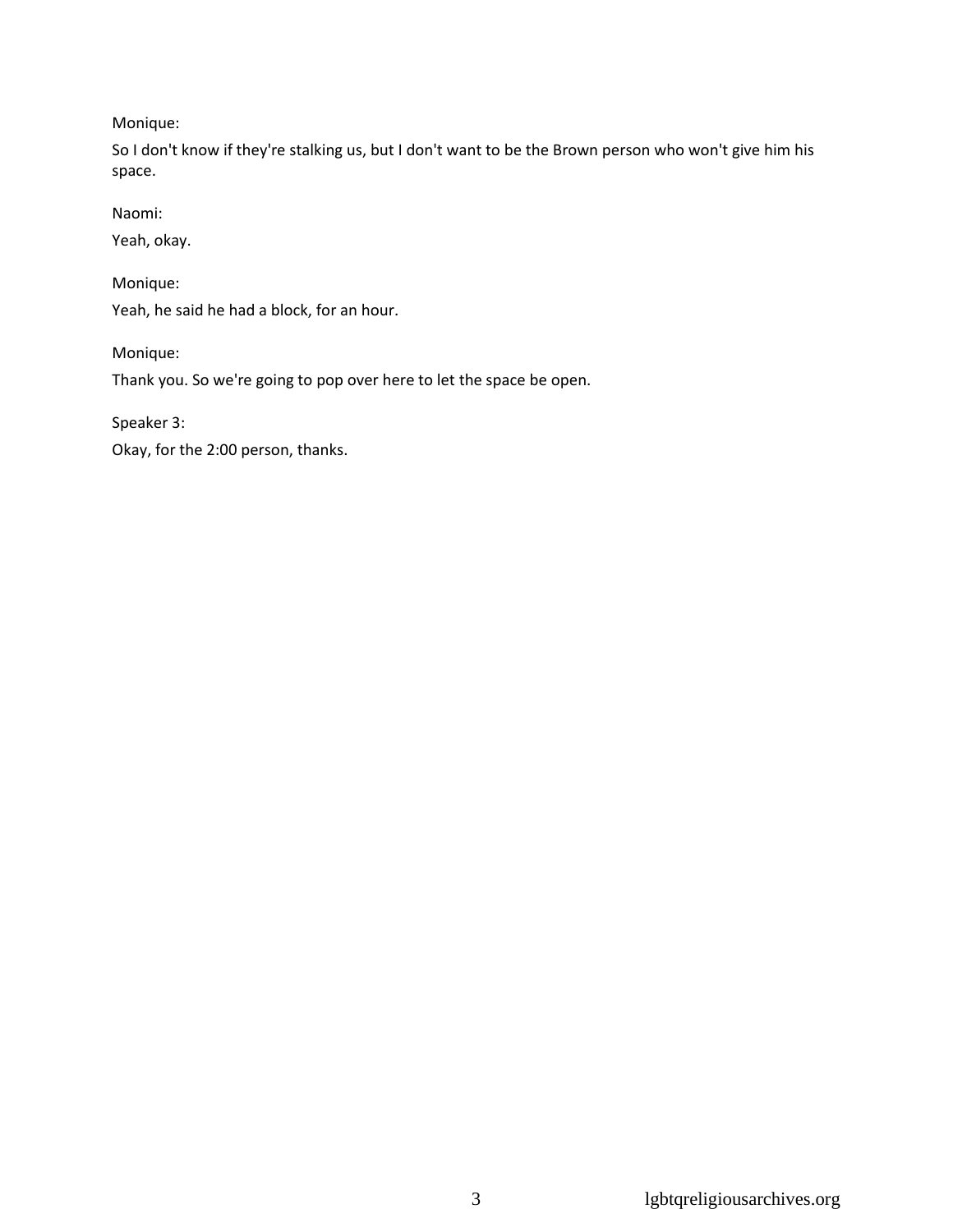Monique:

So I don't know if they're stalking us, but I don't want to be the Brown person who won't give him his space.

Naomi:

Yeah, okay.

Monique:

Yeah, he said he had a block, for an hour.

Monique:

Thank you. So we're going to pop over here to let the space be open.

Speaker 3:

Okay, for the 2:00 person, thanks.